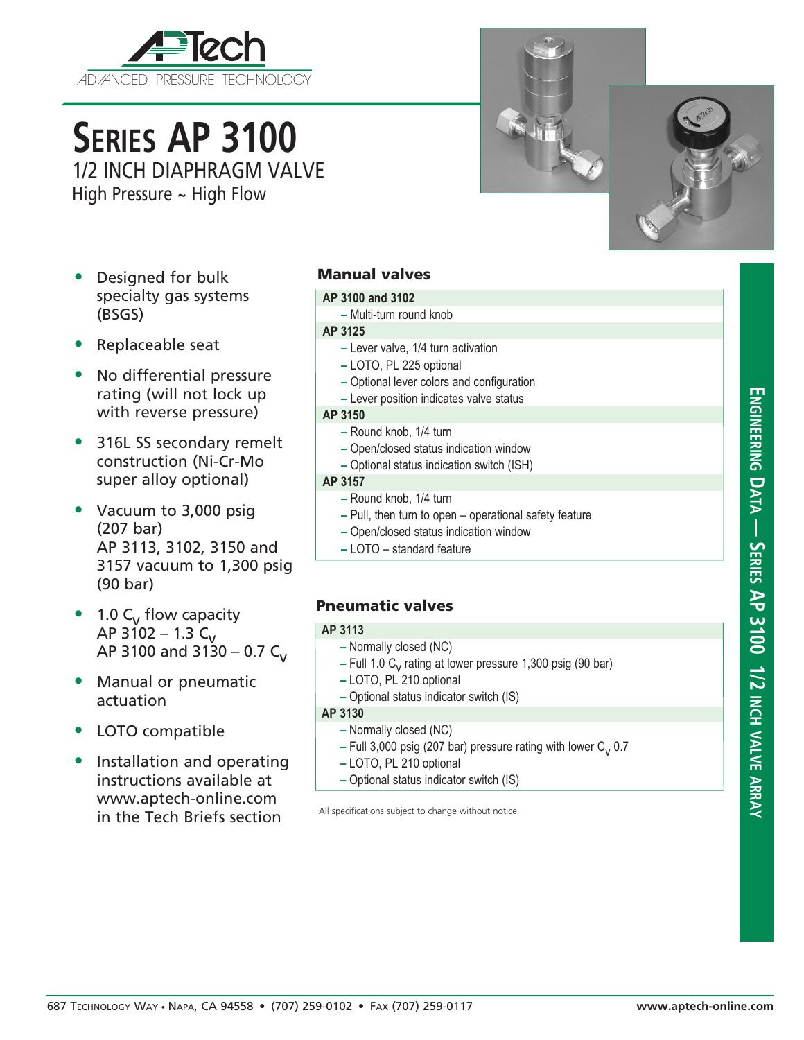APTech
ADVANCED PRESSURE TECHNOLOGY

# SERIES AP 3100

## 1/2 INCH DIAPHRAGM VALVE

High Pressure ~ High Flow

- Designed for bulk specialty gas systems (BSGS)
- Replaceable seat
- No differential pressure rating (will not lock up with reverse pressure)
- 316L SS secondary remelt construction (Ni-Cr-Mo super alloy optional)
- Vacuum to 3,000 psig (207 bar)
  AP 3113, 3102, 3150 and 3157 vacuum to 1,300 psig (90 bar)
- 1.0 $C_V$ flow capacity
  AP 3102 – 1.3 $C_V$
  AP 3100 and 3130 – 0.7 $C_V$
- Manual or pneumatic actuation
- LOTO compatible
- Installation and operating instructions available at www.aptech-online.com in the Tech Briefs section

### Manual valves

**AP 3100 and 3102**
- Multi-turn round knob

**AP 3125**
- Lever valve, 1/4 turn activation
- LOTO, PL 225 optional
- Optional lever colors and configuration
- Lever position indicates valve status

**AP 3150**
- Round knob, 1/4 turn
- Open/closed status indication window
- Optional status indication switch (ISH)

**AP 3157**
- Round knob, 1/4 turn
- Pull, then turn to open – operational safety feature
- Open/closed status indication window
- LOTO – standard feature

### Pneumatic valves

**AP 3113**
- Normally closed (NC)
- Full 1.0 $C_V$ rating at lower pressure 1,300 psig (90 bar)
- LOTO, PL 210 optional
- Optional status indicator switch (IS)

**AP 3130**
- Normally closed (NC)
- Full 3,000 psig (207 bar) pressure rating with lower $C_V$ 0.7
- LOTO, PL 210 optional
- Optional status indicator switch (IS)

All specifications subject to change without notice.

ENGINEERING DATA — SERIES AP 3100 1/2 INCH VALVE ARRAY

687 TECHNOLOGY WAY • NAPA, CA 94558 • (707) 259-0102 • FAX (707) 259-0117 www.aptech-online.com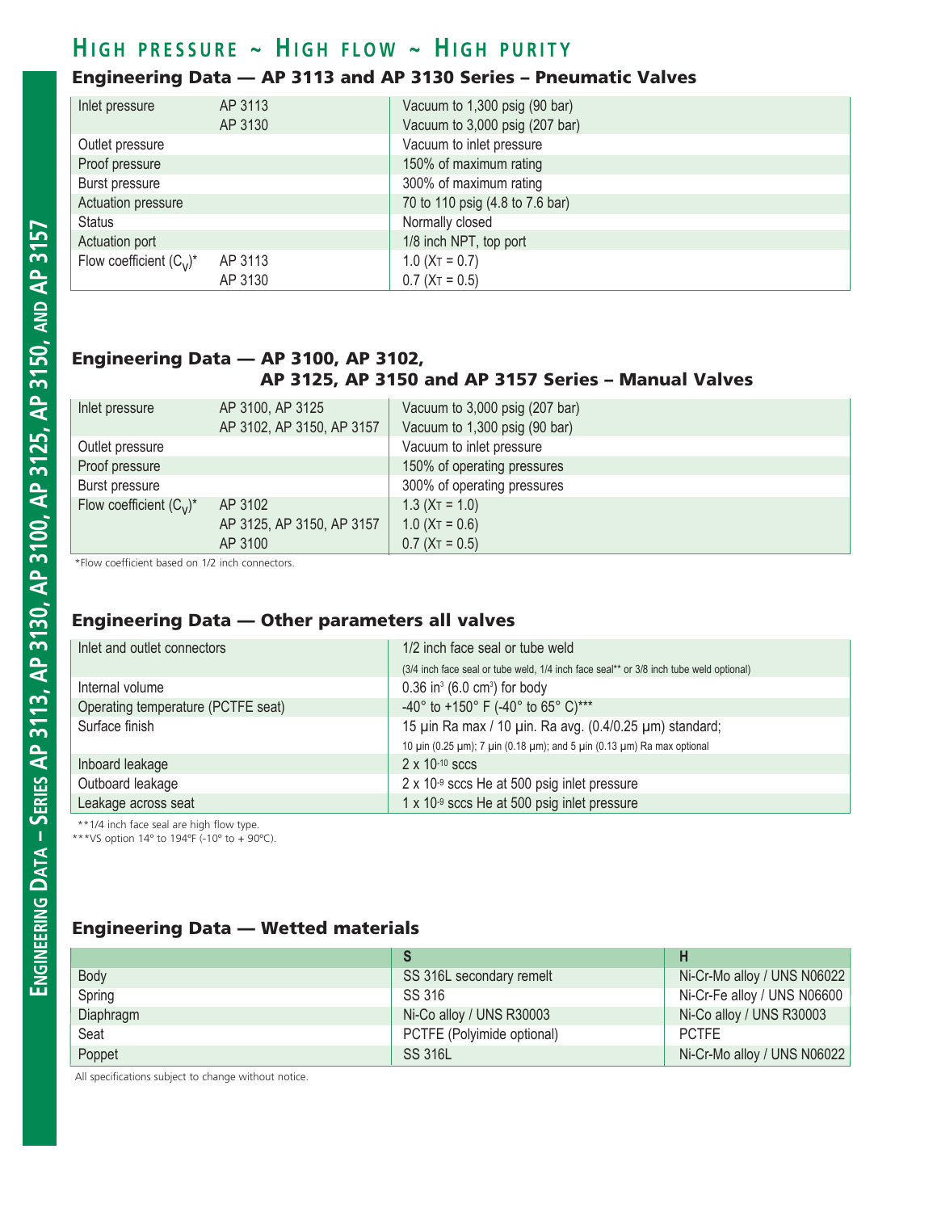# High pressure ~ High flow ~ High purity

## Engineering Data — AP 3113 and AP 3130 Series – Pneumatic Valves

| | | |
|---|---|---|
| Inlet pressure | AP 3113 | Vacuum to 1,300 psig (90 bar) |
| | AP 3130 | Vacuum to 3,000 psig (207 bar) |
| Outlet pressure | | Vacuum to inlet pressure |
| Proof pressure | | 150% of maximum rating |
| Burst pressure | | 300% of maximum rating |
| Actuation pressure | | 70 to 110 psig (4.8 to 7.6 bar) |
| Status | | Normally closed |
| Actuation port | | 1/8 inch NPT, top port |
| Flow coefficient ($C_V$)* | AP 3113 | 1.0 ($X_T$ = 0.7) |
| | AP 3130 | 0.7 ($X_T$ = 0.5) |

## Engineering Data — AP 3100, AP 3102, AP 3125, AP 3150 and AP 3157 Series – Manual Valves

| | | |
|---|---|---|
| Inlet pressure | AP 3100, AP 3125 | Vacuum to 3,000 psig (207 bar) |
| | AP 3102, AP 3150, AP 3157 | Vacuum to 1,300 psig (90 bar) |
| Outlet pressure | | Vacuum to inlet pressure |
| Proof pressure | | 150% of operating pressures |
| Burst pressure | | 300% of operating pressures |
| Flow coefficient ($C_V$)* | AP 3102 | 1.3 ($X_T$ = 1.0) |
| | AP 3125, AP 3150, AP 3157 | 1.0 ($X_T$ = 0.6) |
| | AP 3100 | 0.7 ($X_T$ = 0.5) |

*Flow coefficient based on 1/2 inch connectors.

## Engineering Data — Other parameters all valves

| | |
|---|---|
| Inlet and outlet connectors | 1/2 inch face seal or tube weld<br>(3/4 inch face seal or tube weld, 1/4 inch face seal** or 3/8 inch tube weld optional) |
| Internal volume | 0.36 $in^3$ (6.0 $cm^3$) for body |
| Operating temperature (PCTFE seat) | -40° to +150° F (-40° to 65° C)*** |
| Surface finish | 15 µin Ra max / 10 µin. Ra avg. (0.4/0.25 µm) standard;<br>10 µin (0.25 µm); 7 µin (0.18 µm); and 5 µin (0.13 µm) Ra max optional |
| Inboard leakage | 2 x $10^{-10}$ sccs |
| Outboard leakage | 2 x $10^{-9}$ sccs He at 500 psig inlet pressure |
| Leakage across seat | 1 x $10^{-9}$ sccs He at 500 psig inlet pressure |

**1/4 inch face seal are high flow type.
***VS option 14° to 194°F (-10° to + 90°C).

## Engineering Data — Wetted materials

| | S | H |
|---|---|---|
| Body | SS 316L secondary remelt | Ni-Cr-Mo alloy / UNS N06022 |
| Spring | SS 316 | Ni-Cr-Fe alloy / UNS N06600 |
| Diaphragm | Ni-Co alloy / UNS R30003 | Ni-Co alloy / UNS R30003 |
| Seat | PCTFE (Polyimide optional) | PCTFE |
| Poppet | SS 316L | Ni-Cr-Mo alloy / UNS N06022 |

All specifications subject to change without notice.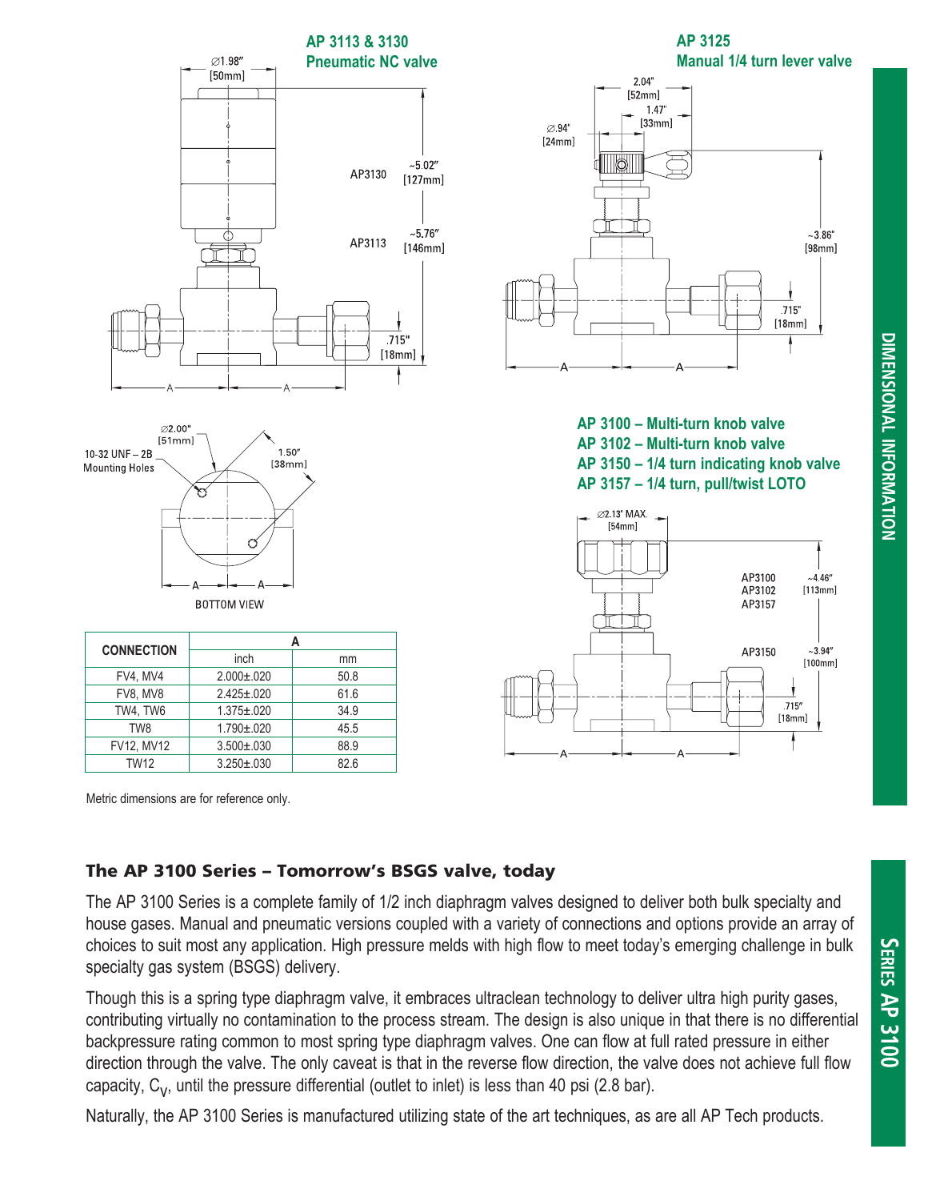**AP 3113 & 3130**
**Pneumatic NC valve**

Ø1.98" [50mm]

AP3130 ~5.02" [127mm]

AP3113 ~5.76" [146mm]

.715" [18mm]

**AP 3125**
**Manual 1/4 turn lever valve**

2.04" [52mm]

1.47" [33mm]

Ø.94" [24mm]

~3.86" [98mm]

.715" [18mm]

Ø2.00" [51mm]

10-32 UNF – 2B Mounting Holes

1.50" [38mm]

BOTTOM VIEW

**AP 3100 – Multi-turn knob valve**
**AP 3102 – Multi-turn knob valve**
**AP 3150 – 1/4 turn indicating knob valve**
**AP 3157 – 1/4 turn, pull/twist LOTO**

Ø2.13" MAX. [54mm]

AP3100, AP3102, AP3157 ~4.46" [113mm]

AP3150 ~3.94" [100mm]

.715" [18mm]

| CONNECTION | A | |
|---|---|---|
| | inch | mm |
| FV4, MV4 | 2.000±.020 | 50.8 |
| FV8, MV8 | 2.425±.020 | 61.6 |
| TW4, TW6 | 1.375±.020 | 34.9 |
| TW8 | 1.790±.020 | 45.5 |
| FV12, MV12 | 3.500±.030 | 88.9 |
| TW12 | 3.250±.030 | 82.6 |

Metric dimensions are for reference only.

## The AP 3100 Series – Tomorrow's BSGS valve, today

The AP 3100 Series is a complete family of 1/2 inch diaphragm valves designed to deliver both bulk specialty and house gases. Manual and pneumatic versions coupled with a variety of connections and options provide an array of choices to suit most any application. High pressure melds with high flow to meet today's emerging challenge in bulk specialty gas system (BSGS) delivery.

Though this is a spring type diaphragm valve, it embraces ultraclean technology to deliver ultra high purity gases, contributing virtually no contamination to the process stream. The design is also unique in that there is no differential backpressure rating common to most spring type diaphragm valves. One can flow at full rated pressure in either direction through the valve. The only caveat is that in the reverse flow direction, the valve does not achieve full flow capacity, $C_V$, until the pressure differential (outlet to inlet) is less than 40 psi (2.8 bar).

Naturally, the AP 3100 Series is manufactured utilizing state of the art techniques, as are all AP Tech products.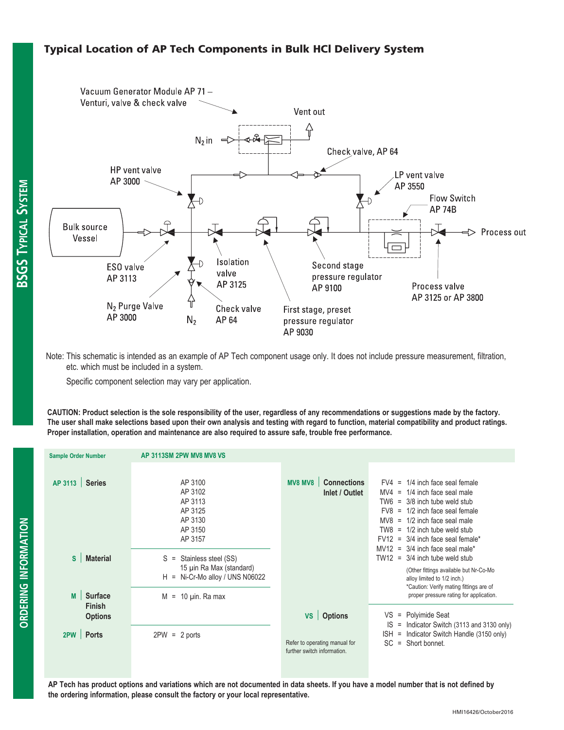## Typical Location of AP Tech Components in Bulk HCl Delivery System

Vacuum Generator Module AP 71 – Venturi, valve & check valve

Vent out

$N_2$ in

Check valve, AP 64

HP vent valve AP 3000

LP vent valve AP 3550

Flow Switch AP 74B

Bulk source Vessel

Process out

ESO valve AP 3113

Isolation valve AP 3125

Second stage pressure regulator AP 9100

Process valve AP 3125 or AP 3800

$N_2$ Purge Valve AP 3000

$N_2$

Check valve AP 64

First stage, preset pressure regulator AP 9030

Note: This schematic is intended as an example of AP Tech component usage only. It does not include pressure measurement, filtration, etc. which must be included in a system.

Specific component selection may vary per application.

**CAUTION: Product selection is the sole responsibility of the user, regardless of any recommendations or suggestions made by the factory. The user shall make selections based upon their own analysis and testing with regard to function, material compatibility and product ratings. Proper installation, operation and maintenance are also required to assure safe, trouble free performance.**

## ORDERING INFORMATION

**Sample Order Number** — **AP 3113SM 2PW MV8 MV8 VS**

| | | | |
|---|---|---|---|
| **AP 3113** \| **Series** | AP 3100<br>AP 3102<br>AP 3113<br>AP 3125<br>AP 3130<br>AP 3150<br>AP 3157 | **MV8 MV8** \| **Connections Inlet / Outlet** | FV4 = 1/4 inch face seal female<br>MV4 = 1/4 inch face seal male<br>TW6 = 3/8 inch tube weld stub<br>FV8 = 1/2 inch face seal female<br>MV8 = 1/2 inch face seal male<br>TW8 = 1/2 inch tube weld stub<br>FV12 = 3/4 inch face seal female*<br>MV12 = 3/4 inch face seal male*<br>TW12 = 3/4 inch tube weld stub<br>(Other fittings available but Nr-Co-Mo alloy limited to 1/2 inch.)<br>*Caution: Verify mating fittings are of proper pressure rating for application. |
| **S** \| **Material** | S = Stainless steel (SS) 15 µin Ra Max (standard)<br>H = Ni-Cr-Mo alloy / UNS N06022 | | |
| **M** \| **Surface Finish Options** | M = 10 µin. Ra max | **VS** \| **Options**<br>Refer to operating manual for further switch information. | VS = Polyimide Seat<br>IS = Indicator Switch (3113 and 3130 only)<br>ISH = Indicator Switch Handle (3150 only)<br>SC = Short bonnet. |
| **2PW** \| **Ports** | 2PW = 2 ports | | |

**AP Tech has product options and variations which are not documented in data sheets. If you have a model number that is not defined by the ordering information, please consult the factory or your local representative.**

HMI16426/October2016